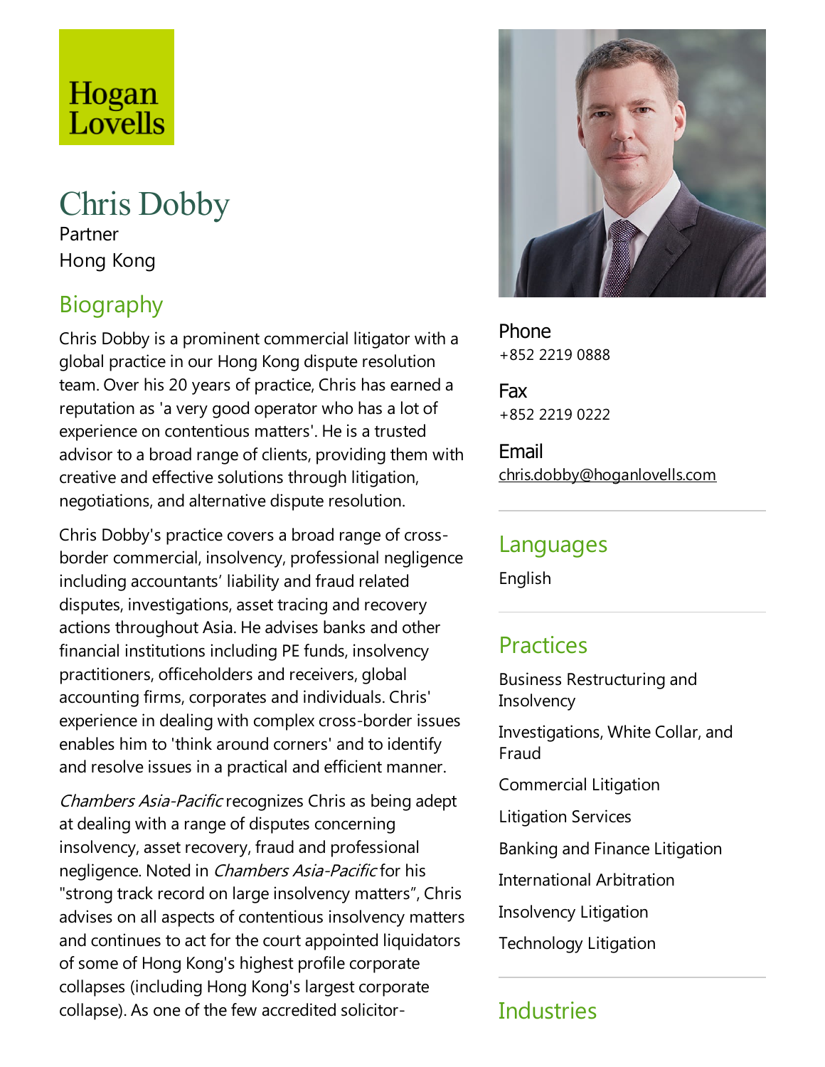Hogan Lovells

# Chris Dobby

Partner

Hong Kong

## Biography

Chris Dobby is a prominent commercial litigator with a global practice in our Hong Kong dispute resolution team. Over his 20 years of practice, Chris has earned a reputation as 'a very good operator who has a lot of experience on contentious matters'. He is a trusted advisor to a broad range of clients, providing them with creative and effective solutions through litigation, negotiations, and alternative dispute resolution.

Chris Dobby's practice covers a broad range of cross-border commercial, insolvency, professional negligence including accountants' liability and fraud related disputes, investigations, asset tracing and recovery actions throughout Asia. He advises banks and other financial institutions including PE funds, insolvency practitioners, officeholders and receivers, global accounting firms, corporates and individuals. Chris' experience in dealing with complex cross-border issues enables him to 'think around corners' and to identify and resolve issues in a practical and efficient manner.

*Chambers Asia-Pacific* recognizes Chris as being adept at dealing with a range of disputes concerning insolvency, asset recovery, fraud and professional negligence. Noted in *Chambers Asia-Pacific* for his "strong track record on large insolvency matters", Chris advises on all aspects of contentious insolvency matters and continues to act for the court appointed liquidators of some of Hong Kong's highest profile corporate collapses (including Hong Kong's largest corporate collapse). As one of the few accredited solicitor-

**Phone**
+852 2219 0888

**Fax**
+852 2219 0222

**Email**
chris.dobby@hoganlovells.com

## Languages

English

## Practices

Business Restructuring and Insolvency

Investigations, White Collar, and Fraud

Commercial Litigation

Litigation Services

Banking and Finance Litigation

International Arbitration

Insolvency Litigation

Technology Litigation

## Industries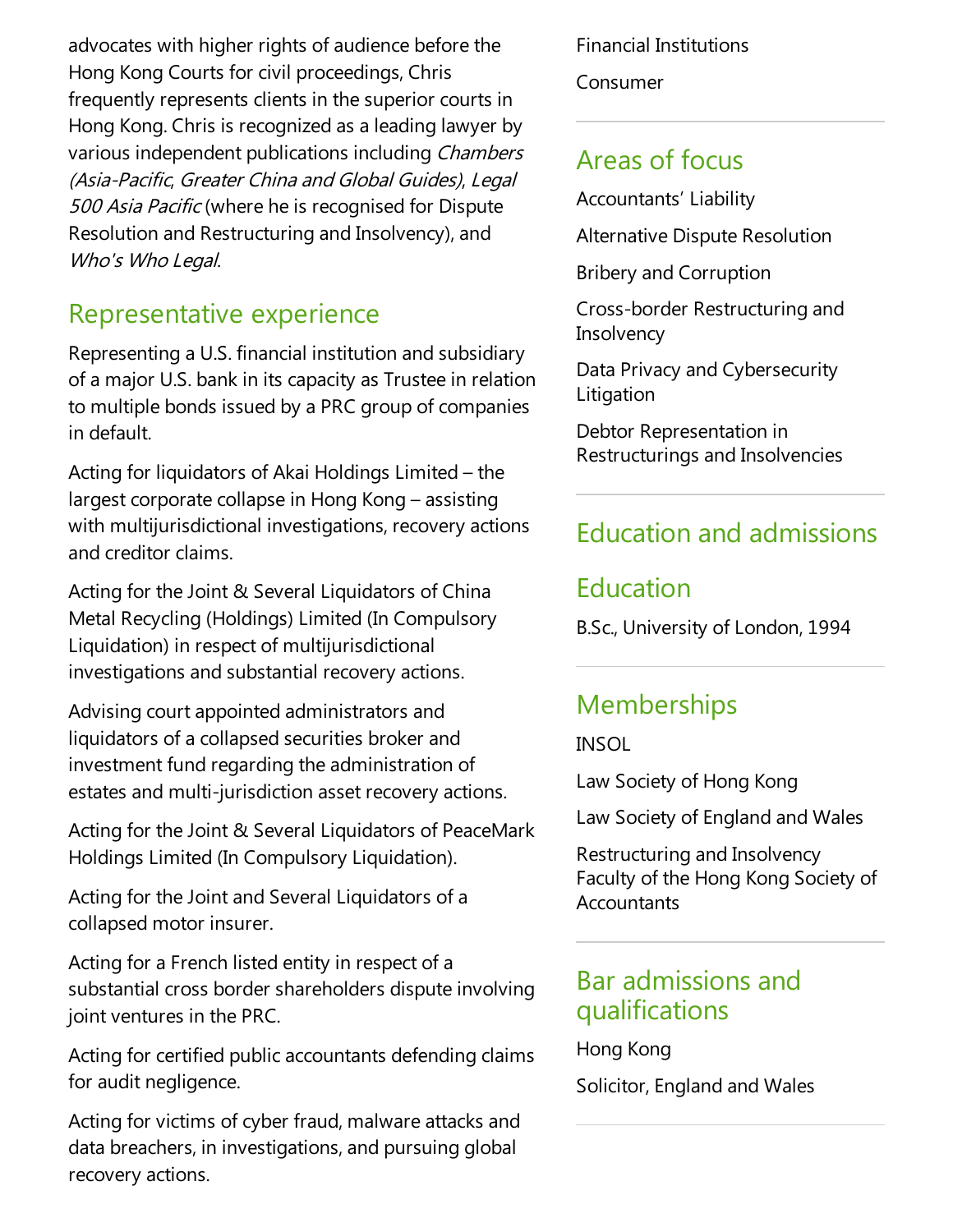advocates with higher rights of audience before the Hong Kong Courts for civil proceedings, Chris frequently represents clients in the superior courts in Hong Kong. Chris is recognized as a leading lawyer by various independent publications including *Chambers (Asia-Pacific, Greater China and Global Guides)*, *Legal 500 Asia Pacific* (where he is recognised for Dispute Resolution and Restructuring and Insolvency), and *Who's Who Legal*.

## Representative experience

Representing a U.S. financial institution and subsidiary of a major U.S. bank in its capacity as Trustee in relation to multiple bonds issued by a PRC group of companies in default.

Acting for liquidators of Akai Holdings Limited – the largest corporate collapse in Hong Kong – assisting with multijurisdictional investigations, recovery actions and creditor claims.

Acting for the Joint & Several Liquidators of China Metal Recycling (Holdings) Limited (In Compulsory Liquidation) in respect of multijurisdictional investigations and substantial recovery actions.

Advising court appointed administrators and liquidators of a collapsed securities broker and investment fund regarding the administration of estates and multi-jurisdiction asset recovery actions.

Acting for the Joint & Several Liquidators of PeaceMark Holdings Limited (In Compulsory Liquidation).

Acting for the Joint and Several Liquidators of a collapsed motor insurer.

Acting for a French listed entity in respect of a substantial cross border shareholders dispute involving joint ventures in the PRC.

Acting for certified public accountants defending claims for audit negligence.

Acting for victims of cyber fraud, malware attacks and data breachers, in investigations, and pursuing global recovery actions.

Financial Institutions

Consumer

## Areas of focus

Accountants' Liability

Alternative Dispute Resolution

Bribery and Corruption

Cross-border Restructuring and Insolvency

Data Privacy and Cybersecurity Litigation

Debtor Representation in Restructurings and Insolvencies

## Education and admissions

## Education

B.Sc., University of London, 1994

## Memberships

INSOL

Law Society of Hong Kong

Law Society of England and Wales

Restructuring and Insolvency Faculty of the Hong Kong Society of Accountants

## Bar admissions and qualifications

Hong Kong

Solicitor, England and Wales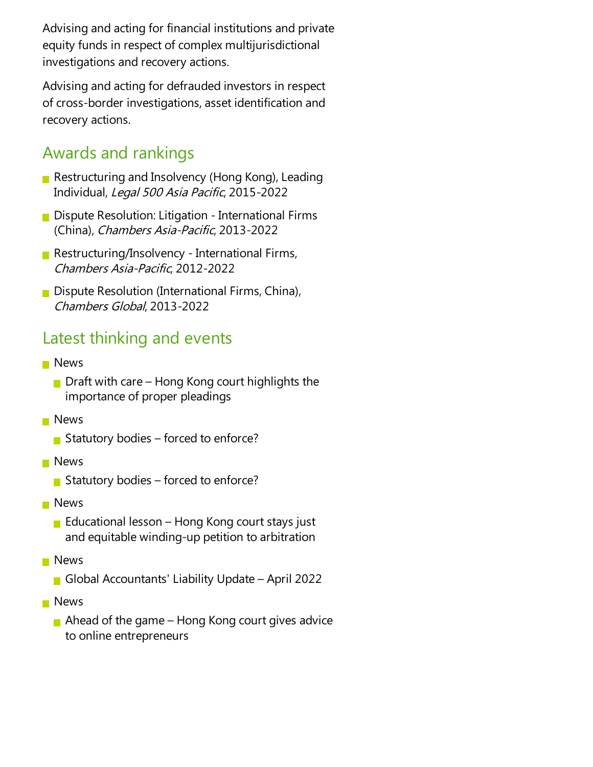Advising and acting for financial institutions and private equity funds in respect of complex multijurisdictional investigations and recovery actions.

Advising and acting for defrauded investors in respect of cross-border investigations, asset identification and recovery actions.

## Awards and rankings

- Restructuring and Insolvency (Hong Kong), Leading Individual, *Legal 500 Asia Pacific*, 2015-2022
- Dispute Resolution: Litigation - International Firms (China), *Chambers Asia-Pacific*, 2013-2022
- Restructuring/Insolvency - International Firms, *Chambers Asia-Pacific*, 2012-2022
- Dispute Resolution (International Firms, China), *Chambers Global*, 2013-2022

## Latest thinking and events

- News
  - Draft with care – Hong Kong court highlights the importance of proper pleadings
- News
  - Statutory bodies – forced to enforce?
- News
  - Statutory bodies – forced to enforce?
- News
  - Educational lesson – Hong Kong court stays just and equitable winding-up petition to arbitration
- News
  - Global Accountants' Liability Update – April 2022
- News
  - Ahead of the game – Hong Kong court gives advice to online entrepreneurs